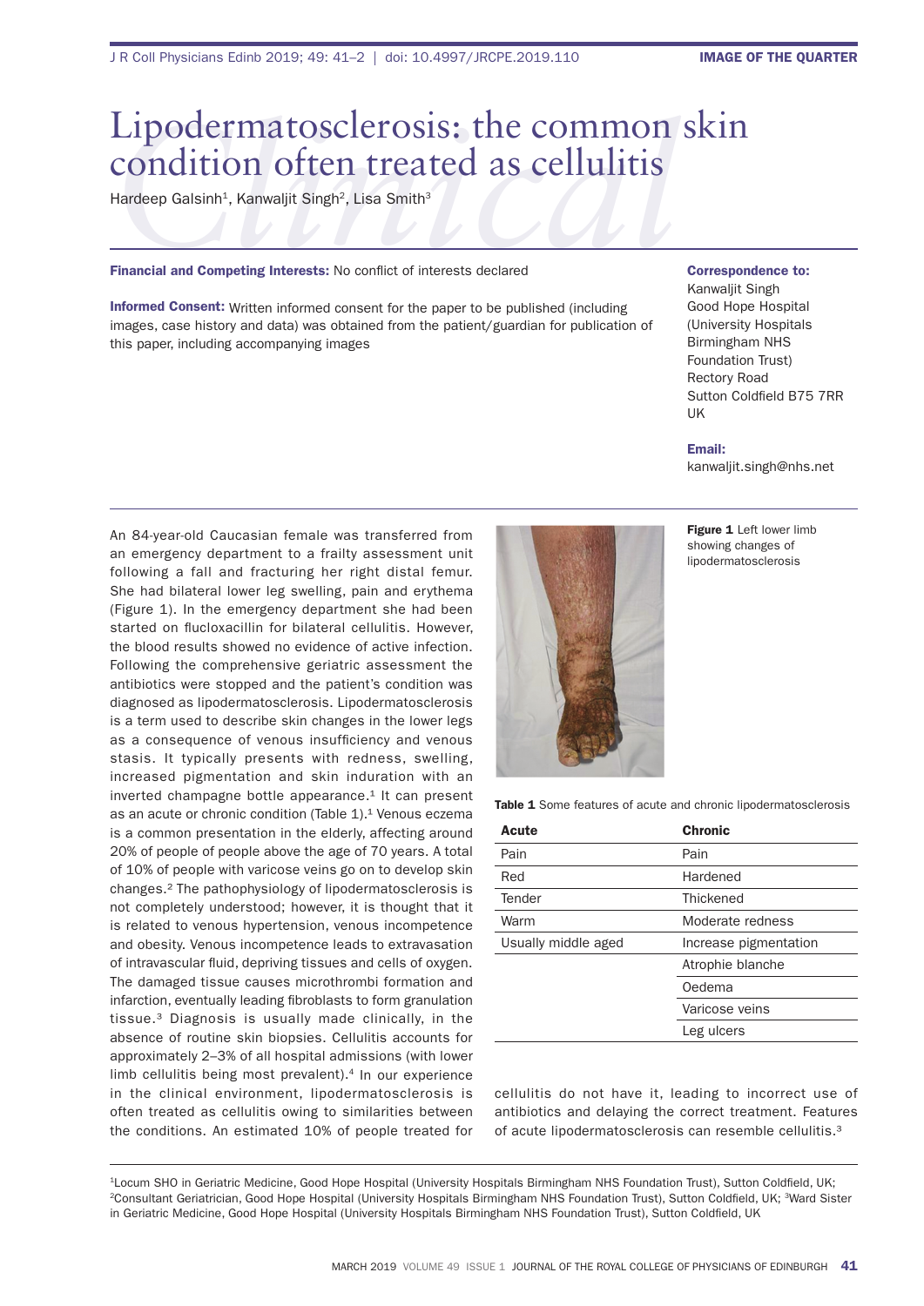# Lipodermatosclerosis: the common skin condition often treated as cellulitis

Hardeep Galsinh[1], Kanwaljit Singh[2], Lisa Smith[3]

**Financial and Competing Interests:** No conflict of interests declared

**Informed Consent:** Written informed consent for the paper to be published (including images, case history and data) was obtained from the patient/guardian for publication of this paper, including accompanying images

**Correspondence to:**
Kanwaljit Singh
Good Hope Hospital
(University Hospitals Birmingham NHS Foundation Trust)
Rectory Road
Sutton Coldfield B75 7RR
UK

**Email:**
kanwaljit.singh@nhs.net

An 84-year-old Caucasian female was transferred from an emergency department to a frailty assessment unit following a fall and fracturing her right distal femur. She had bilateral lower leg swelling, pain and erythema (Figure 1). In the emergency department she had been started on flucloxacillin for bilateral cellulitis. However, the blood results showed no evidence of active infection. Following the comprehensive geriatric assessment the antibiotics were stopped and the patient's condition was diagnosed as lipodermatosclerosis. Lipodermatosclerosis is a term used to describe skin changes in the lower legs as a consequence of venous insufficiency and venous stasis. It typically presents with redness, swelling, increased pigmentation and skin induration with an inverted champagne bottle appearance.[1] It can present as an acute or chronic condition (Table 1).[1] Venous eczema is a common presentation in the elderly, affecting around 20% of people of people above the age of 70 years. A total of 10% of people with varicose veins go on to develop skin changes.[2] The pathophysiology of lipodermatosclerosis is not completely understood; however, it is thought that it is related to venous hypertension, venous incompetence and obesity. Venous incompetence leads to extravasation of intravascular fluid, depriving tissues and cells of oxygen. The damaged tissue causes microthrombi formation and infarction, eventually leading fibroblasts to form granulation tissue.[3] Diagnosis is usually made clinically, in the absence of routine skin biopsies. Cellulitis accounts for approximately 2–3% of all hospital admissions (with lower limb cellulitis being most prevalent).[4] In our experience in the clinical environment, lipodermatosclerosis is often treated as cellulitis owing to similarities between the conditions. An estimated 10% of people treated for cellulitis do not have it, leading to incorrect use of antibiotics and delaying the correct treatment. Features of acute lipodermatosclerosis can resemble cellulitis.[3]

**Figure 1** Left lower limb showing changes of lipodermatosclerosis

**Table 1** Some features of acute and chronic lipodermatosclerosis

| Acute | Chronic |
|---|---|
| Pain | Pain |
| Red | Hardened |
| Tender | Thickened |
| Warm | Moderate redness |
| Usually middle aged | Increase pigmentation |
| | Atrophie blanche |
| | Oedema |
| | Varicose veins |
| | Leg ulcers |

[1]Locum SHO in Geriatric Medicine, Good Hope Hospital (University Hospitals Birmingham NHS Foundation Trust), Sutton Coldfield, UK; [2]Consultant Geriatrician, Good Hope Hospital (University Hospitals Birmingham NHS Foundation Trust), Sutton Coldfield, UK; [3]Ward Sister in Geriatric Medicine, Good Hope Hospital (University Hospitals Birmingham NHS Foundation Trust), Sutton Coldfield, UK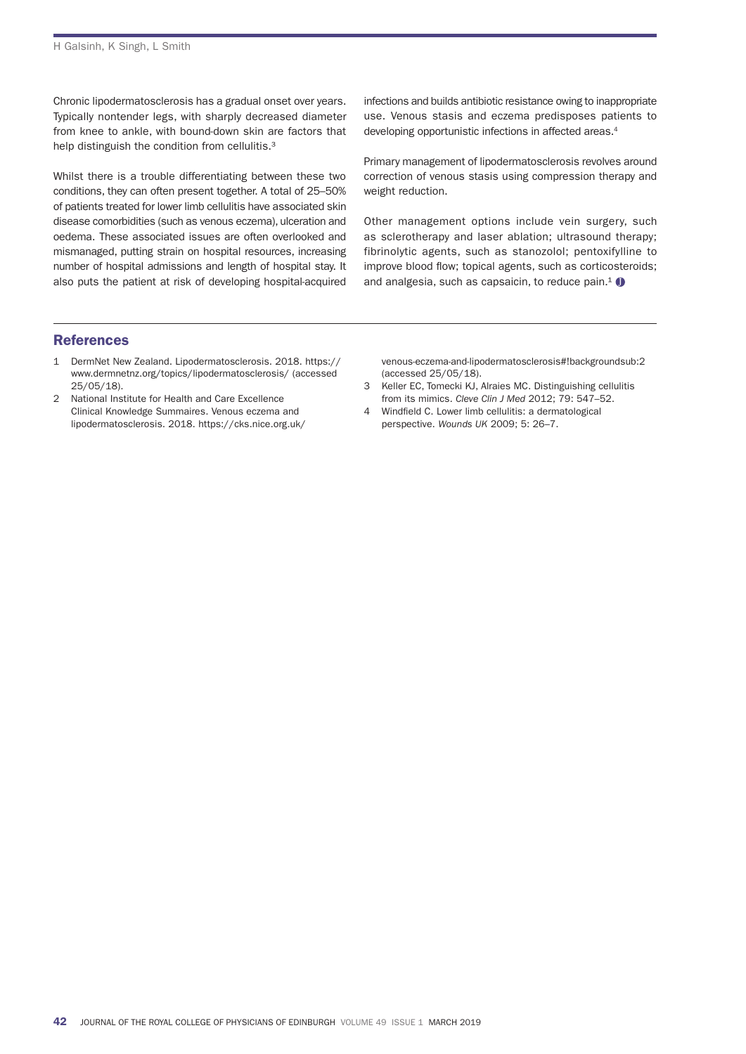Chronic lipodermatosclerosis has a gradual onset over years. Typically nontender legs, with sharply decreased diameter from knee to ankle, with bound-down skin are factors that help distinguish the condition from cellulitis.[3]

Whilst there is a trouble differentiating between these two conditions, they can often present together. A total of 25–50% of patients treated for lower limb cellulitis have associated skin disease comorbidities (such as venous eczema), ulceration and oedema. These associated issues are often overlooked and mismanaged, putting strain on hospital resources, increasing number of hospital admissions and length of hospital stay. It also puts the patient at risk of developing hospital-acquired infections and builds antibiotic resistance owing to inappropriate use. Venous stasis and eczema predisposes patients to developing opportunistic infections in affected areas.[4]

Primary management of lipodermatosclerosis revolves around correction of venous stasis using compression therapy and weight reduction.

Other management options include vein surgery, such as sclerotherapy and laser ablation; ultrasound therapy; fibrinolytic agents, such as stanozolol; pentoxifylline to improve blood flow; topical agents, such as corticosteroids; and analgesia, such as capsaicin, to reduce pain.[1]

## References

1. DermNet New Zealand. Lipodermatosclerosis. 2018. https://www.dermnetnz.org/topics/lipodermatosclerosis/ (accessed 25/05/18).
2. National Institute for Health and Care Excellence Clinical Knowledge Summaires. Venous eczema and lipodermatosclerosis. 2018. https://cks.nice.org.uk/venous-eczema-and-lipodermatosclerosis#!backgroundsub:2 (accessed 25/05/18).
3. Keller EC, Tomecki KJ, Alraies MC. Distinguishing cellulitis from its mimics. *Cleve Clin J Med* 2012; 79: 547–52.
4. Windfield C. Lower limb cellulitis: a dermatological perspective. *Wounds UK* 2009; 5: 26–7.